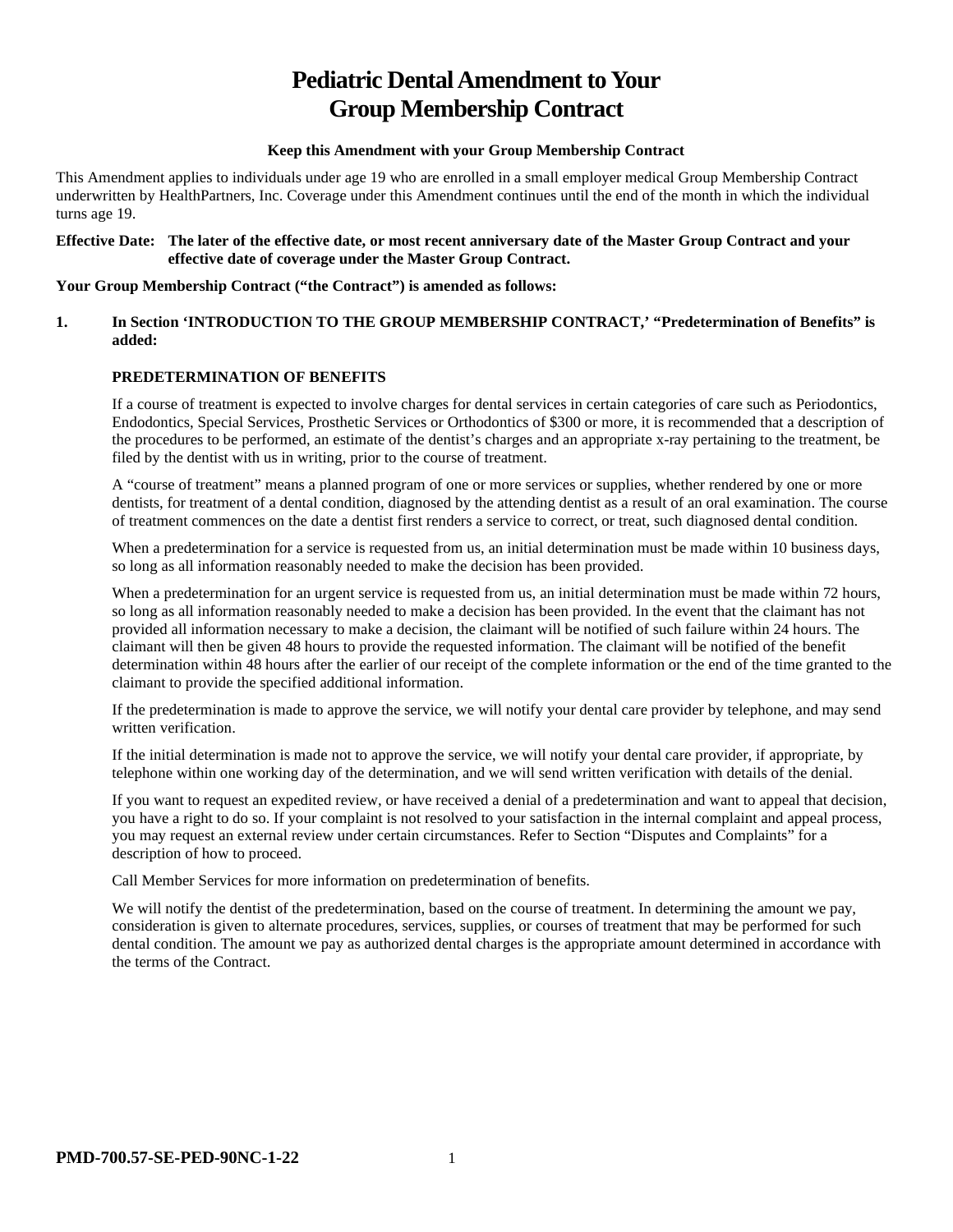# Pediatric Dental Amendment to Your Group Membership Contract

**Keep this Amendment with your Group Membership Contract**

This Amendment applies to individuals under age 19 who are enrolled in a small employer medical Group Membership Contract underwritten by HealthPartners, Inc. Coverage under this Amendment continues until the end of the month in which the individual turns age 19.

**Effective Date: The later of the effective date, or most recent anniversary date of the Master Group Contract and your effective date of coverage under the Master Group Contract.**

**Your Group Membership Contract ("the Contract") is amended as follows:**

**1. In Section 'INTRODUCTION TO THE GROUP MEMBERSHIP CONTRACT,' "Predetermination of Benefits" is added:**

**PREDETERMINATION OF BENEFITS**

If a course of treatment is expected to involve charges for dental services in certain categories of care such as Periodontics, Endodontics, Special Services, Prosthetic Services or Orthodontics of $300 or more, it is recommended that a description of the procedures to be performed, an estimate of the dentist's charges and an appropriate x-ray pertaining to the treatment, be filed by the dentist with us in writing, prior to the course of treatment.

A "course of treatment" means a planned program of one or more services or supplies, whether rendered by one or more dentists, for treatment of a dental condition, diagnosed by the attending dentist as a result of an oral examination. The course of treatment commences on the date a dentist first renders a service to correct, or treat, such diagnosed dental condition.

When a predetermination for a service is requested from us, an initial determination must be made within 10 business days, so long as all information reasonably needed to make the decision has been provided.

When a predetermination for an urgent service is requested from us, an initial determination must be made within 72 hours, so long as all information reasonably needed to make a decision has been provided. In the event that the claimant has not provided all information necessary to make a decision, the claimant will be notified of such failure within 24 hours. The claimant will then be given 48 hours to provide the requested information. The claimant will be notified of the benefit determination within 48 hours after the earlier of our receipt of the complete information or the end of the time granted to the claimant to provide the specified additional information.

If the predetermination is made to approve the service, we will notify your dental care provider by telephone, and may send written verification.

If the initial determination is made not to approve the service, we will notify your dental care provider, if appropriate, by telephone within one working day of the determination, and we will send written verification with details of the denial.

If you want to request an expedited review, or have received a denial of a predetermination and want to appeal that decision, you have a right to do so. If your complaint is not resolved to your satisfaction in the internal complaint and appeal process, you may request an external review under certain circumstances. Refer to Section "Disputes and Complaints" for a description of how to proceed.

Call Member Services for more information on predetermination of benefits.

We will notify the dentist of the predetermination, based on the course of treatment. In determining the amount we pay, consideration is given to alternate procedures, services, supplies, or courses of treatment that may be performed for such dental condition. The amount we pay as authorized dental charges is the appropriate amount determined in accordance with the terms of the Contract.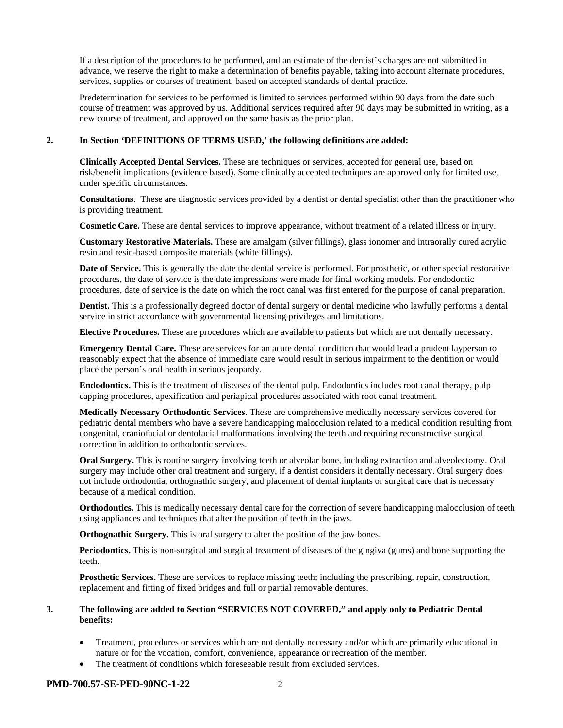If a description of the procedures to be performed, and an estimate of the dentist's charges are not submitted in advance, we reserve the right to make a determination of benefits payable, taking into account alternate procedures, services, supplies or courses of treatment, based on accepted standards of dental practice.

Predetermination for services to be performed is limited to services performed within 90 days from the date such course of treatment was approved by us. Additional services required after 90 days may be submitted in writing, as a new course of treatment, and approved on the same basis as the prior plan.

**2. In Section 'DEFINITIONS OF TERMS USED,' the following definitions are added:**

**Clinically Accepted Dental Services.** These are techniques or services, accepted for general use, based on risk/benefit implications (evidence based). Some clinically accepted techniques are approved only for limited use, under specific circumstances.

**Consultations**. These are diagnostic services provided by a dentist or dental specialist other than the practitioner who is providing treatment.

**Cosmetic Care.** These are dental services to improve appearance, without treatment of a related illness or injury.

**Customary Restorative Materials.** These are amalgam (silver fillings), glass ionomer and intraorally cured acrylic resin and resin-based composite materials (white fillings).

**Date of Service.** This is generally the date the dental service is performed. For prosthetic, or other special restorative procedures, the date of service is the date impressions were made for final working models. For endodontic procedures, date of service is the date on which the root canal was first entered for the purpose of canal preparation.

**Dentist.** This is a professionally degreed doctor of dental surgery or dental medicine who lawfully performs a dental service in strict accordance with governmental licensing privileges and limitations.

**Elective Procedures.** These are procedures which are available to patients but which are not dentally necessary.

**Emergency Dental Care.** These are services for an acute dental condition that would lead a prudent layperson to reasonably expect that the absence of immediate care would result in serious impairment to the dentition or would place the person's oral health in serious jeopardy.

**Endodontics.** This is the treatment of diseases of the dental pulp. Endodontics includes root canal therapy, pulp capping procedures, apexification and periapical procedures associated with root canal treatment.

**Medically Necessary Orthodontic Services.** These are comprehensive medically necessary services covered for pediatric dental members who have a severe handicapping malocclusion related to a medical condition resulting from congenital, craniofacial or dentofacial malformations involving the teeth and requiring reconstructive surgical correction in addition to orthodontic services.

**Oral Surgery.** This is routine surgery involving teeth or alveolar bone, including extraction and alveolectomy. Oral surgery may include other oral treatment and surgery, if a dentist considers it dentally necessary. Oral surgery does not include orthodontia, orthognathic surgery, and placement of dental implants or surgical care that is necessary because of a medical condition.

**Orthodontics.** This is medically necessary dental care for the correction of severe handicapping malocclusion of teeth using appliances and techniques that alter the position of teeth in the jaws.

**Orthognathic Surgery.** This is oral surgery to alter the position of the jaw bones.

**Periodontics.** This is non-surgical and surgical treatment of diseases of the gingiva (gums) and bone supporting the teeth.

**Prosthetic Services.** These are services to replace missing teeth; including the prescribing, repair, construction, replacement and fitting of fixed bridges and full or partial removable dentures.

**3. The following are added to Section "SERVICES NOT COVERED," and apply only to Pediatric Dental benefits:**

- Treatment, procedures or services which are not dentally necessary and/or which are primarily educational in nature or for the vocation, comfort, convenience, appearance or recreation of the member.
- The treatment of conditions which foreseeable result from excluded services.

**PMD-700.57-SE-PED-90NC-1-22**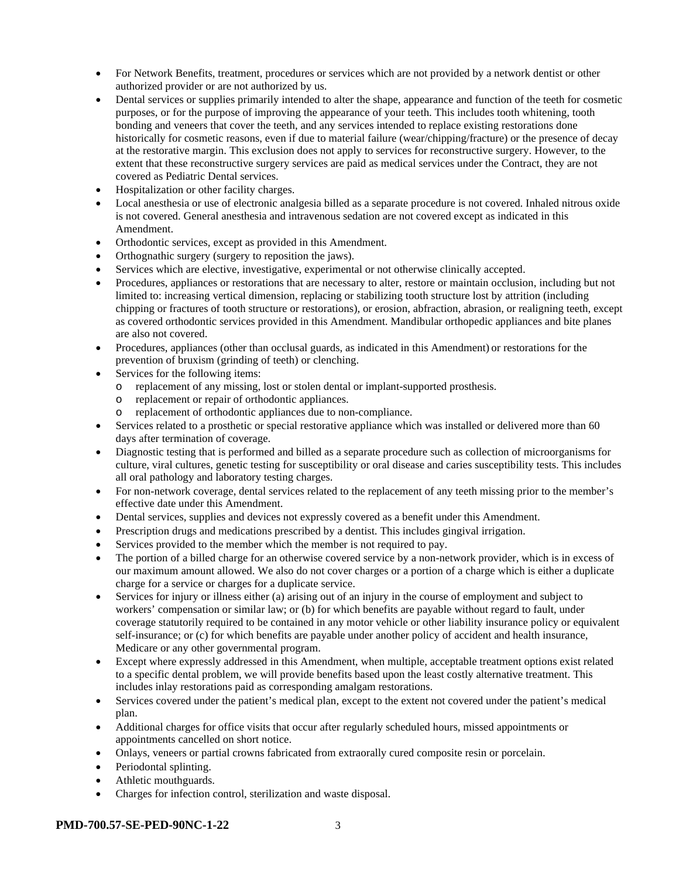- For Network Benefits, treatment, procedures or services which are not provided by a network dentist or other authorized provider or are not authorized by us.
- Dental services or supplies primarily intended to alter the shape, appearance and function of the teeth for cosmetic purposes, or for the purpose of improving the appearance of your teeth. This includes tooth whitening, tooth bonding and veneers that cover the teeth, and any services intended to replace existing restorations done historically for cosmetic reasons, even if due to material failure (wear/chipping/fracture) or the presence of decay at the restorative margin. This exclusion does not apply to services for reconstructive surgery. However, to the extent that these reconstructive surgery services are paid as medical services under the Contract, they are not covered as Pediatric Dental services.
- Hospitalization or other facility charges.
- Local anesthesia or use of electronic analgesia billed as a separate procedure is not covered. Inhaled nitrous oxide is not covered. General anesthesia and intravenous sedation are not covered except as indicated in this Amendment.
- Orthodontic services, except as provided in this Amendment.
- Orthognathic surgery (surgery to reposition the jaws).
- Services which are elective, investigative, experimental or not otherwise clinically accepted.
- Procedures, appliances or restorations that are necessary to alter, restore or maintain occlusion, including but not limited to: increasing vertical dimension, replacing or stabilizing tooth structure lost by attrition (including chipping or fractures of tooth structure or restorations), or erosion, abfraction, abrasion, or realigning teeth, except as covered orthodontic services provided in this Amendment. Mandibular orthopedic appliances and bite planes are also not covered.
- Procedures, appliances (other than occlusal guards, as indicated in this Amendment) or restorations for the prevention of bruxism (grinding of teeth) or clenching.
- Services for the following items:
  - replacement of any missing, lost or stolen dental or implant-supported prosthesis.
  - replacement or repair of orthodontic appliances.
  - replacement of orthodontic appliances due to non-compliance.
- Services related to a prosthetic or special restorative appliance which was installed or delivered more than 60 days after termination of coverage.
- Diagnostic testing that is performed and billed as a separate procedure such as collection of microorganisms for culture, viral cultures, genetic testing for susceptibility or oral disease and caries susceptibility tests. This includes all oral pathology and laboratory testing charges.
- For non-network coverage, dental services related to the replacement of any teeth missing prior to the member's effective date under this Amendment.
- Dental services, supplies and devices not expressly covered as a benefit under this Amendment.
- Prescription drugs and medications prescribed by a dentist. This includes gingival irrigation.
- Services provided to the member which the member is not required to pay.
- The portion of a billed charge for an otherwise covered service by a non-network provider, which is in excess of our maximum amount allowed. We also do not cover charges or a portion of a charge which is either a duplicate charge for a service or charges for a duplicate service.
- Services for injury or illness either (a) arising out of an injury in the course of employment and subject to workers' compensation or similar law; or (b) for which benefits are payable without regard to fault, under coverage statutorily required to be contained in any motor vehicle or other liability insurance policy or equivalent self-insurance; or (c) for which benefits are payable under another policy of accident and health insurance, Medicare or any other governmental program.
- Except where expressly addressed in this Amendment, when multiple, acceptable treatment options exist related to a specific dental problem, we will provide benefits based upon the least costly alternative treatment. This includes inlay restorations paid as corresponding amalgam restorations.
- Services covered under the patient's medical plan, except to the extent not covered under the patient's medical plan.
- Additional charges for office visits that occur after regularly scheduled hours, missed appointments or appointments cancelled on short notice.
- Onlays, veneers or partial crowns fabricated from extraorally cured composite resin or porcelain.
- Periodontal splinting.
- Athletic mouthguards.
- Charges for infection control, sterilization and waste disposal.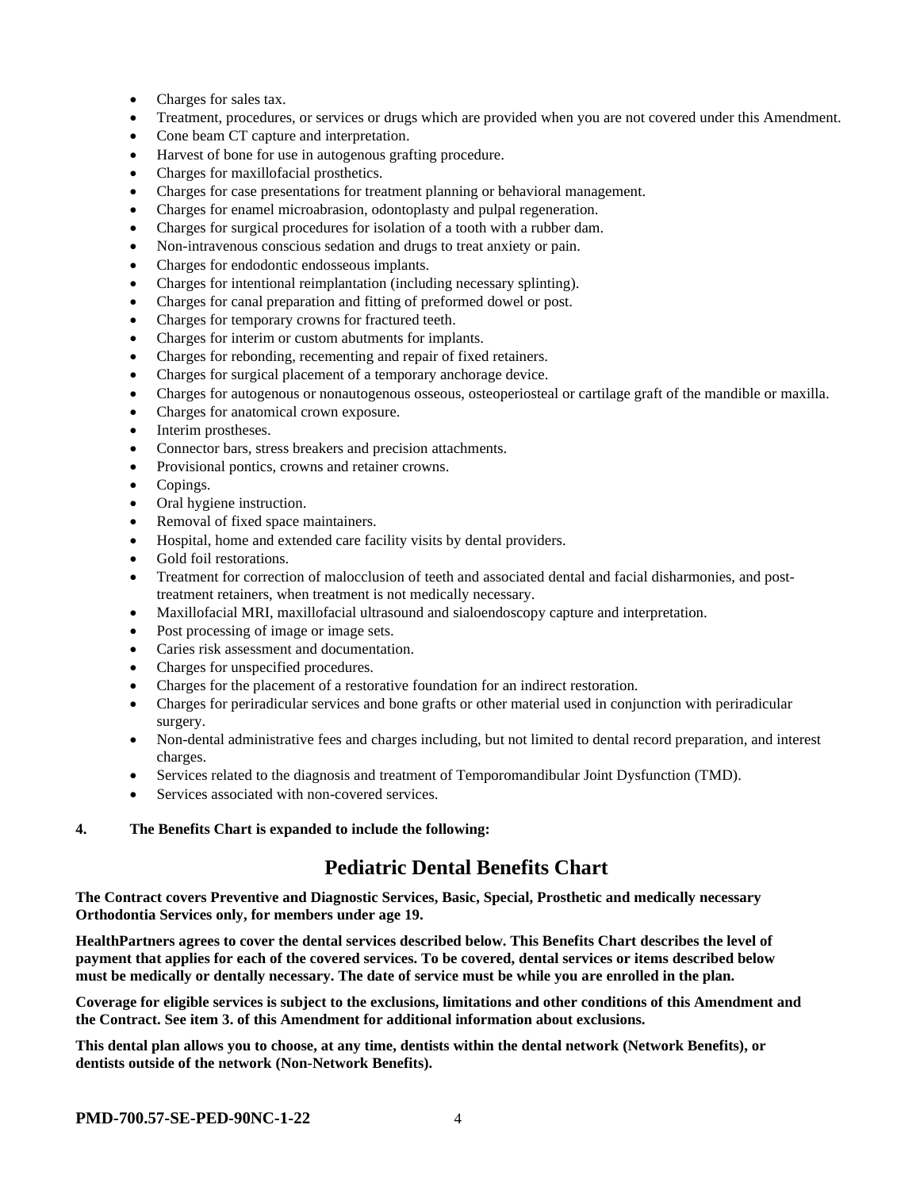- Charges for sales tax.
- Treatment, procedures, or services or drugs which are provided when you are not covered under this Amendment.
- Cone beam CT capture and interpretation.
- Harvest of bone for use in autogenous grafting procedure.
- Charges for maxillofacial prosthetics.
- Charges for case presentations for treatment planning or behavioral management.
- Charges for enamel microabrasion, odontoplasty and pulpal regeneration.
- Charges for surgical procedures for isolation of a tooth with a rubber dam.
- Non-intravenous conscious sedation and drugs to treat anxiety or pain.
- Charges for endodontic endosseous implants.
- Charges for intentional reimplantation (including necessary splinting).
- Charges for canal preparation and fitting of preformed dowel or post.
- Charges for temporary crowns for fractured teeth.
- Charges for interim or custom abutments for implants.
- Charges for rebonding, recementing and repair of fixed retainers.
- Charges for surgical placement of a temporary anchorage device.
- Charges for autogenous or nonautogenous osseous, osteoperiosteal or cartilage graft of the mandible or maxilla.
- Charges for anatomical crown exposure.
- Interim prostheses.
- Connector bars, stress breakers and precision attachments.
- Provisional pontics, crowns and retainer crowns.
- Copings.
- Oral hygiene instruction.
- Removal of fixed space maintainers.
- Hospital, home and extended care facility visits by dental providers.
- Gold foil restorations.
- Treatment for correction of malocclusion of teeth and associated dental and facial disharmonies, and post-treatment retainers, when treatment is not medically necessary.
- Maxillofacial MRI, maxillofacial ultrasound and sialoendoscopy capture and interpretation.
- Post processing of image or image sets.
- Caries risk assessment and documentation.
- Charges for unspecified procedures.
- Charges for the placement of a restorative foundation for an indirect restoration.
- Charges for periradicular services and bone grafts or other material used in conjunction with periradicular surgery.
- Non-dental administrative fees and charges including, but not limited to dental record preparation, and interest charges.
- Services related to the diagnosis and treatment of Temporomandibular Joint Dysfunction (TMD).
- Services associated with non-covered services.

**4. The Benefits Chart is expanded to include the following:**

# Pediatric Dental Benefits Chart

**The Contract covers Preventive and Diagnostic Services, Basic, Special, Prosthetic and medically necessary Orthodontia Services only, for members under age 19.**

**HealthPartners agrees to cover the dental services described below. This Benefits Chart describes the level of payment that applies for each of the covered services. To be covered, dental services or items described below must be medically or dentally necessary. The date of service must be while you are enrolled in the plan.**

**Coverage for eligible services is subject to the exclusions, limitations and other conditions of this Amendment and the Contract. See item 3. of this Amendment for additional information about exclusions.**

**This dental plan allows you to choose, at any time, dentists within the dental network (Network Benefits), or dentists outside of the network (Non-Network Benefits).**

**PMD-700.57-SE-PED-90NC-1-22**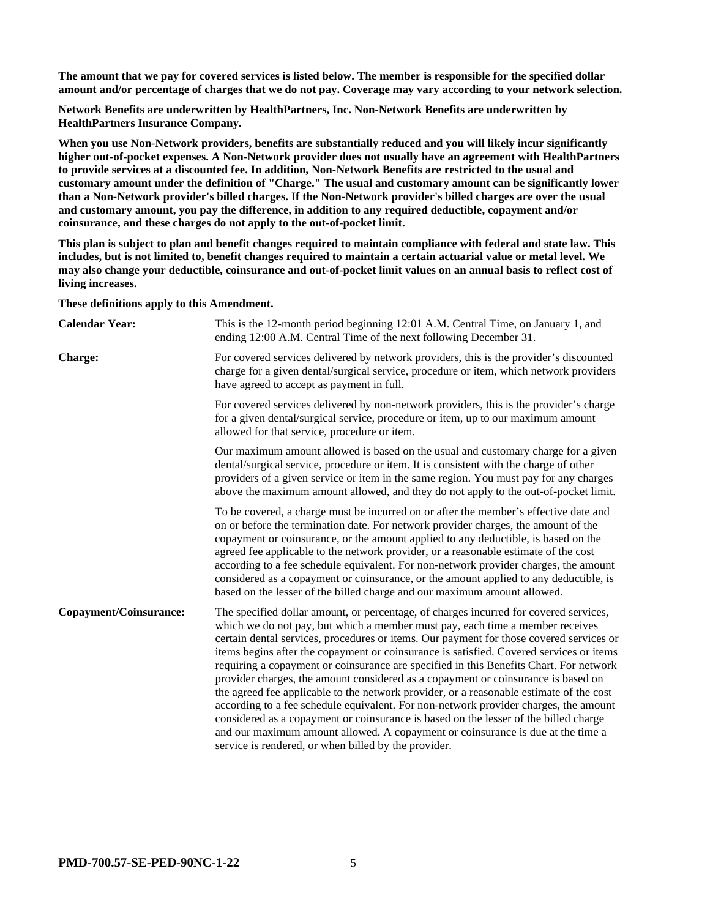**The amount that we pay for covered services is listed below. The member is responsible for the specified dollar amount and/or percentage of charges that we do not pay. Coverage may vary according to your network selection.**

**Network Benefits are underwritten by HealthPartners, Inc. Non-Network Benefits are underwritten by HealthPartners Insurance Company.**

**When you use Non-Network providers, benefits are substantially reduced and you will likely incur significantly higher out-of-pocket expenses. A Non-Network provider does not usually have an agreement with HealthPartners to provide services at a discounted fee. In addition, Non-Network Benefits are restricted to the usual and customary amount under the definition of "Charge." The usual and customary amount can be significantly lower than a Non-Network provider's billed charges. If the Non-Network provider's billed charges are over the usual and customary amount, you pay the difference, in addition to any required deductible, copayment and/or coinsurance, and these charges do not apply to the out-of-pocket limit.**

**This plan is subject to plan and benefit changes required to maintain compliance with federal and state law. This includes, but is not limited to, benefit changes required to maintain a certain actuarial value or metal level. We may also change your deductible, coinsurance and out-of-pocket limit values on an annual basis to reflect cost of living increases.**

**These definitions apply to this Amendment.**

**Calendar Year:** This is the 12-month period beginning 12:01 A.M. Central Time, on January 1, and ending 12:00 A.M. Central Time of the next following December 31.

**Charge:** For covered services delivered by network providers, this is the provider's discounted charge for a given dental/surgical service, procedure or item, which network providers have agreed to accept as payment in full.

For covered services delivered by non-network providers, this is the provider's charge for a given dental/surgical service, procedure or item, up to our maximum amount allowed for that service, procedure or item.

Our maximum amount allowed is based on the usual and customary charge for a given dental/surgical service, procedure or item. It is consistent with the charge of other providers of a given service or item in the same region. You must pay for any charges above the maximum amount allowed, and they do not apply to the out-of-pocket limit.

To be covered, a charge must be incurred on or after the member's effective date and on or before the termination date. For network provider charges, the amount of the copayment or coinsurance, or the amount applied to any deductible, is based on the agreed fee applicable to the network provider, or a reasonable estimate of the cost according to a fee schedule equivalent. For non-network provider charges, the amount considered as a copayment or coinsurance, or the amount applied to any deductible, is based on the lesser of the billed charge and our maximum amount allowed.

**Copayment/Coinsurance:** The specified dollar amount, or percentage, of charges incurred for covered services, which we do not pay, but which a member must pay, each time a member receives certain dental services, procedures or items. Our payment for those covered services or items begins after the copayment or coinsurance is satisfied. Covered services or items requiring a copayment or coinsurance are specified in this Benefits Chart. For network provider charges, the amount considered as a copayment or coinsurance is based on the agreed fee applicable to the network provider, or a reasonable estimate of the cost according to a fee schedule equivalent. For non-network provider charges, the amount considered as a copayment or coinsurance is based on the lesser of the billed charge and our maximum amount allowed. A copayment or coinsurance is due at the time a service is rendered, or when billed by the provider.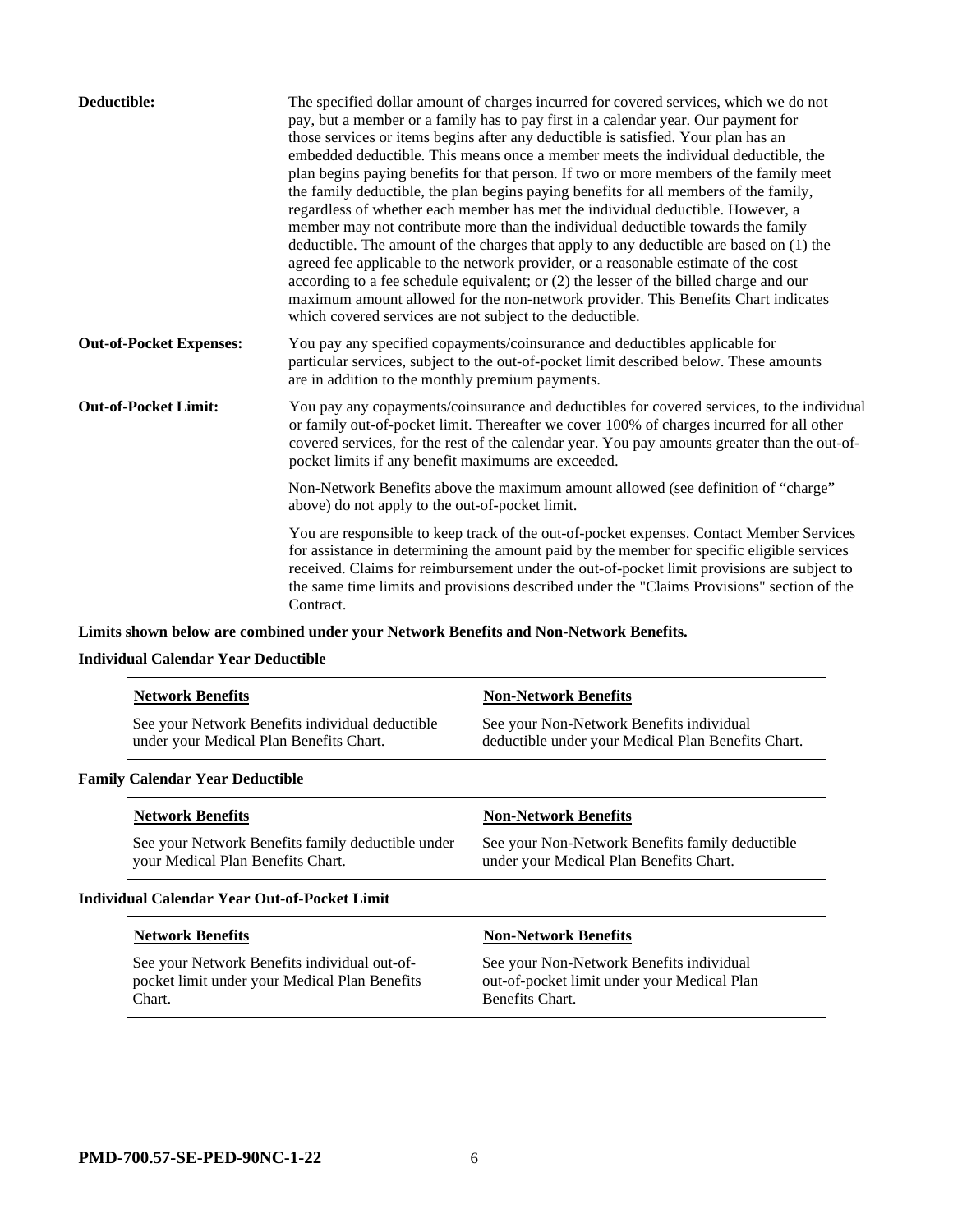**Deductible:** The specified dollar amount of charges incurred for covered services, which we do not pay, but a member or a family has to pay first in a calendar year. Our payment for those services or items begins after any deductible is satisfied. Your plan has an embedded deductible. This means once a member meets the individual deductible, the plan begins paying benefits for that person. If two or more members of the family meet the family deductible, the plan begins paying benefits for all members of the family, regardless of whether each member has met the individual deductible. However, a member may not contribute more than the individual deductible towards the family deductible. The amount of the charges that apply to any deductible are based on (1) the agreed fee applicable to the network provider, or a reasonable estimate of the cost according to a fee schedule equivalent; or (2) the lesser of the billed charge and our maximum amount allowed for the non-network provider. This Benefits Chart indicates which covered services are not subject to the deductible.

**Out-of-Pocket Expenses:** You pay any specified copayments/coinsurance and deductibles applicable for particular services, subject to the out-of-pocket limit described below. These amounts are in addition to the monthly premium payments.

**Out-of-Pocket Limit:** You pay any copayments/coinsurance and deductibles for covered services, to the individual or family out-of-pocket limit. Thereafter we cover 100% of charges incurred for all other covered services, for the rest of the calendar year. You pay amounts greater than the out-of-pocket limits if any benefit maximums are exceeded.

Non-Network Benefits above the maximum amount allowed (see definition of "charge" above) do not apply to the out-of-pocket limit.

You are responsible to keep track of the out-of-pocket expenses. Contact Member Services for assistance in determining the amount paid by the member for specific eligible services received. Claims for reimbursement under the out-of-pocket limit provisions are subject to the same time limits and provisions described under the "Claims Provisions" section of the Contract.

**Limits shown below are combined under your Network Benefits and Non-Network Benefits.**

**Individual Calendar Year Deductible**

| Network Benefits | Non-Network Benefits |
|---|---|
| See your Network Benefits individual deductible under your Medical Plan Benefits Chart. | See your Non-Network Benefits individual deductible under your Medical Plan Benefits Chart. |

**Family Calendar Year Deductible**

| Network Benefits | Non-Network Benefits |
|---|---|
| See your Network Benefits family deductible under your Medical Plan Benefits Chart. | See your Non-Network Benefits family deductible under your Medical Plan Benefits Chart. |

**Individual Calendar Year Out-of-Pocket Limit**

| Network Benefits | Non-Network Benefits |
|---|---|
| See your Network Benefits individual out-of-pocket limit under your Medical Plan Benefits Chart. | See your Non-Network Benefits individual out-of-pocket limit under your Medical Plan Benefits Chart. |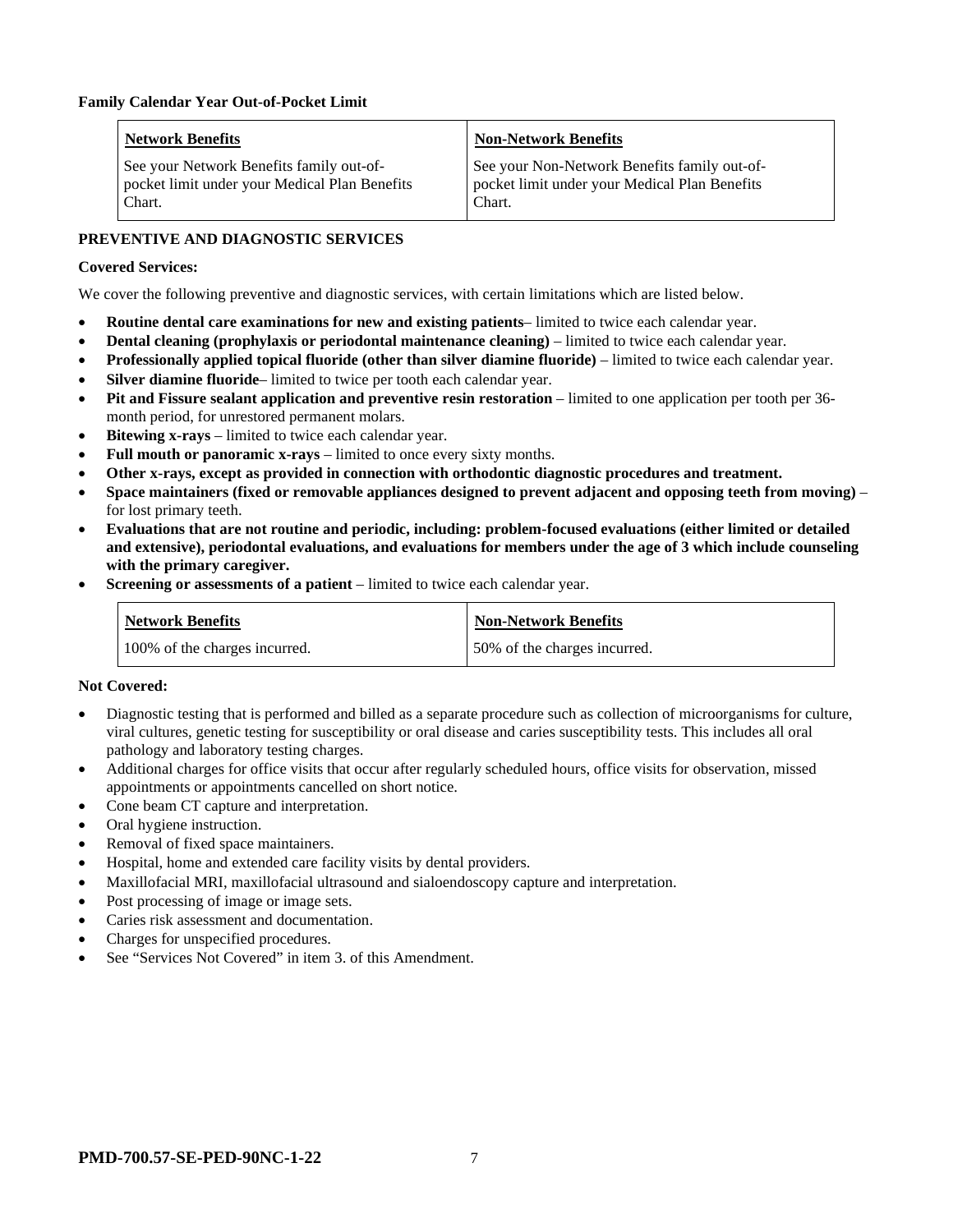**Family Calendar Year Out-of-Pocket Limit**

| Network Benefits | Non-Network Benefits |
|---|---|
| See your Network Benefits family out-of-pocket limit under your Medical Plan Benefits Chart. | See your Non-Network Benefits family out-of-pocket limit under your Medical Plan Benefits Chart. |

**PREVENTIVE AND DIAGNOSTIC SERVICES**

**Covered Services:**

We cover the following preventive and diagnostic services, with certain limitations which are listed below.

- **Routine dental care examinations for new and existing patients**– limited to twice each calendar year.
- **Dental cleaning (prophylaxis or periodontal maintenance cleaning)** – limited to twice each calendar year.
- **Professionally applied topical fluoride (other than silver diamine fluoride)** – limited to twice each calendar year.
- **Silver diamine fluoride**– limited to twice per tooth each calendar year.
- **Pit and Fissure sealant application and preventive resin restoration** – limited to one application per tooth per 36-month period, for unrestored permanent molars.
- **Bitewing x-rays** – limited to twice each calendar year.
- **Full mouth or panoramic x-rays** – limited to once every sixty months.
- **Other x-rays, except as provided in connection with orthodontic diagnostic procedures and treatment.**
- **Space maintainers (fixed or removable appliances designed to prevent adjacent and opposing teeth from moving)** – for lost primary teeth.
- **Evaluations that are not routine and periodic, including: problem-focused evaluations (either limited or detailed and extensive), periodontal evaluations, and evaluations for members under the age of 3 which include counseling with the primary caregiver.**
- **Screening or assessments of a patient** – limited to twice each calendar year.

| Network Benefits | Non-Network Benefits |
|---|---|
| 100% of the charges incurred. | 50% of the charges incurred. |

**Not Covered:**

- Diagnostic testing that is performed and billed as a separate procedure such as collection of microorganisms for culture, viral cultures, genetic testing for susceptibility or oral disease and caries susceptibility tests. This includes all oral pathology and laboratory testing charges.
- Additional charges for office visits that occur after regularly scheduled hours, office visits for observation, missed appointments or appointments cancelled on short notice.
- Cone beam CT capture and interpretation.
- Oral hygiene instruction.
- Removal of fixed space maintainers.
- Hospital, home and extended care facility visits by dental providers.
- Maxillofacial MRI, maxillofacial ultrasound and sialoendoscopy capture and interpretation.
- Post processing of image or image sets.
- Caries risk assessment and documentation.
- Charges for unspecified procedures.
- See "Services Not Covered" in item 3. of this Amendment.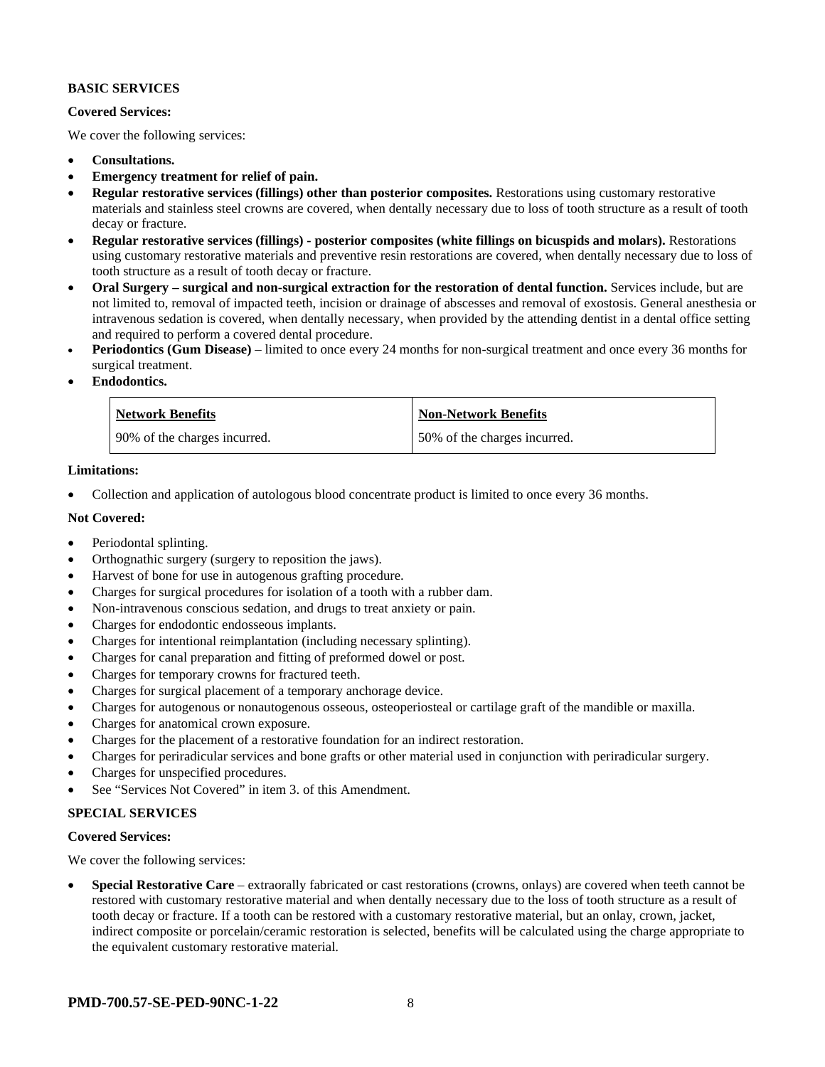**BASIC SERVICES**

**Covered Services:**

We cover the following services:

- **Consultations.**
- **Emergency treatment for relief of pain.**
- **Regular restorative services (fillings) other than posterior composites.** Restorations using customary restorative materials and stainless steel crowns are covered, when dentally necessary due to loss of tooth structure as a result of tooth decay or fracture.
- **Regular restorative services (fillings) - posterior composites (white fillings on bicuspids and molars).** Restorations using customary restorative materials and preventive resin restorations are covered, when dentally necessary due to loss of tooth structure as a result of tooth decay or fracture.
- **Oral Surgery – surgical and non-surgical extraction for the restoration of dental function.** Services include, but are not limited to, removal of impacted teeth, incision or drainage of abscesses and removal of exostosis. General anesthesia or intravenous sedation is covered, when dentally necessary, when provided by the attending dentist in a dental office setting and required to perform a covered dental procedure.
- **Periodontics (Gum Disease)** – limited to once every 24 months for non-surgical treatment and once every 36 months for surgical treatment.
- **Endodontics.**

| Network Benefits | Non-Network Benefits |
|---|---|
| 90% of the charges incurred. | 50% of the charges incurred. |

**Limitations:**

- Collection and application of autologous blood concentrate product is limited to once every 36 months.

**Not Covered:**

- Periodontal splinting.
- Orthognathic surgery (surgery to reposition the jaws).
- Harvest of bone for use in autogenous grafting procedure.
- Charges for surgical procedures for isolation of a tooth with a rubber dam.
- Non-intravenous conscious sedation, and drugs to treat anxiety or pain.
- Charges for endodontic endosseous implants.
- Charges for intentional reimplantation (including necessary splinting).
- Charges for canal preparation and fitting of preformed dowel or post.
- Charges for temporary crowns for fractured teeth.
- Charges for surgical placement of a temporary anchorage device.
- Charges for autogenous or nonautogenous osseous, osteoperiosteal or cartilage graft of the mandible or maxilla.
- Charges for anatomical crown exposure.
- Charges for the placement of a restorative foundation for an indirect restoration.
- Charges for periradicular services and bone grafts or other material used in conjunction with periradicular surgery.
- Charges for unspecified procedures.
- See "Services Not Covered" in item 3. of this Amendment.

**SPECIAL SERVICES**

**Covered Services:**

We cover the following services:

- **Special Restorative Care** – extraorally fabricated or cast restorations (crowns, onlays) are covered when teeth cannot be restored with customary restorative material and when dentally necessary due to the loss of tooth structure as a result of tooth decay or fracture. If a tooth can be restored with a customary restorative material, but an onlay, crown, jacket, indirect composite or porcelain/ceramic restoration is selected, benefits will be calculated using the charge appropriate to the equivalent customary restorative material.

**PMD-700.57-SE-PED-90NC-1-22**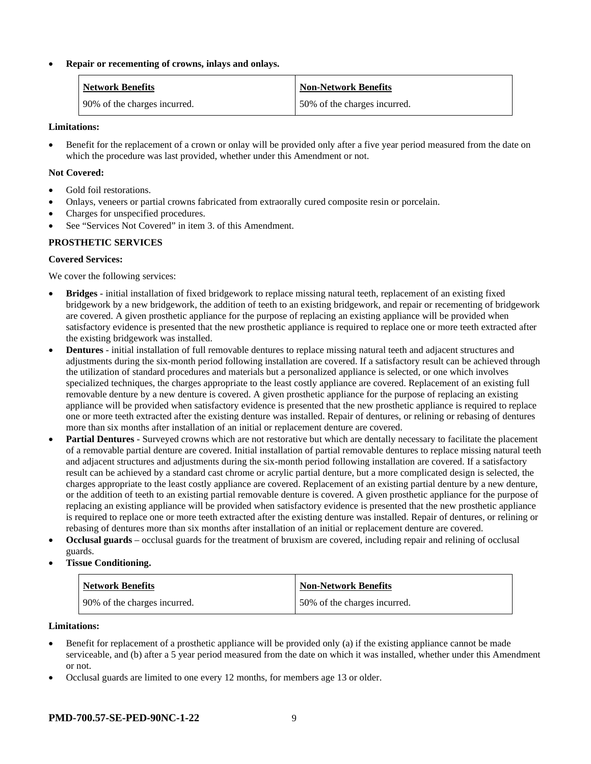- **Repair or recementing of crowns, inlays and onlays.**

| Network Benefits | Non-Network Benefits |
| --- | --- |
| 90% of the charges incurred. | 50% of the charges incurred. |

**Limitations:**

- Benefit for the replacement of a crown or onlay will be provided only after a five year period measured from the date on which the procedure was last provided, whether under this Amendment or not.

**Not Covered:**

- Gold foil restorations.
- Onlays, veneers or partial crowns fabricated from extraorally cured composite resin or porcelain.
- Charges for unspecified procedures.
- See "Services Not Covered" in item 3. of this Amendment.

**PROSTHETIC SERVICES**

**Covered Services:**

We cover the following services:

- **Bridges** - initial installation of fixed bridgework to replace missing natural teeth, replacement of an existing fixed bridgework by a new bridgework, the addition of teeth to an existing bridgework, and repair or recementing of bridgework are covered. A given prosthetic appliance for the purpose of replacing an existing appliance will be provided when satisfactory evidence is presented that the new prosthetic appliance is required to replace one or more teeth extracted after the existing bridgework was installed.
- **Dentures** - initial installation of full removable dentures to replace missing natural teeth and adjacent structures and adjustments during the six-month period following installation are covered. If a satisfactory result can be achieved through the utilization of standard procedures and materials but a personalized appliance is selected, or one which involves specialized techniques, the charges appropriate to the least costly appliance are covered. Replacement of an existing full removable denture by a new denture is covered. A given prosthetic appliance for the purpose of replacing an existing appliance will be provided when satisfactory evidence is presented that the new prosthetic appliance is required to replace one or more teeth extracted after the existing denture was installed. Repair of dentures, or relining or rebasing of dentures more than six months after installation of an initial or replacement denture are covered.
- **Partial Dentures** - Surveyed crowns which are not restorative but which are dentally necessary to facilitate the placement of a removable partial denture are covered. Initial installation of partial removable dentures to replace missing natural teeth and adjacent structures and adjustments during the six-month period following installation are covered. If a satisfactory result can be achieved by a standard cast chrome or acrylic partial denture, but a more complicated design is selected, the charges appropriate to the least costly appliance are covered. Replacement of an existing partial denture by a new denture, or the addition of teeth to an existing partial removable denture is covered. A given prosthetic appliance for the purpose of replacing an existing appliance will be provided when satisfactory evidence is presented that the new prosthetic appliance is required to replace one or more teeth extracted after the existing denture was installed. Repair of dentures, or relining or rebasing of dentures more than six months after installation of an initial or replacement denture are covered.
- **Occlusal guards** – occlusal guards for the treatment of bruxism are covered, including repair and relining of occlusal guards.
- **Tissue Conditioning.**

| Network Benefits | Non-Network Benefits |
| --- | --- |
| 90% of the charges incurred. | 50% of the charges incurred. |

**Limitations:**

- Benefit for replacement of a prosthetic appliance will be provided only (a) if the existing appliance cannot be made serviceable, and (b) after a 5 year period measured from the date on which it was installed, whether under this Amendment or not.
- Occlusal guards are limited to one every 12 months, for members age 13 or older.

**PMD-700.57-SE-PED-90NC-1-22**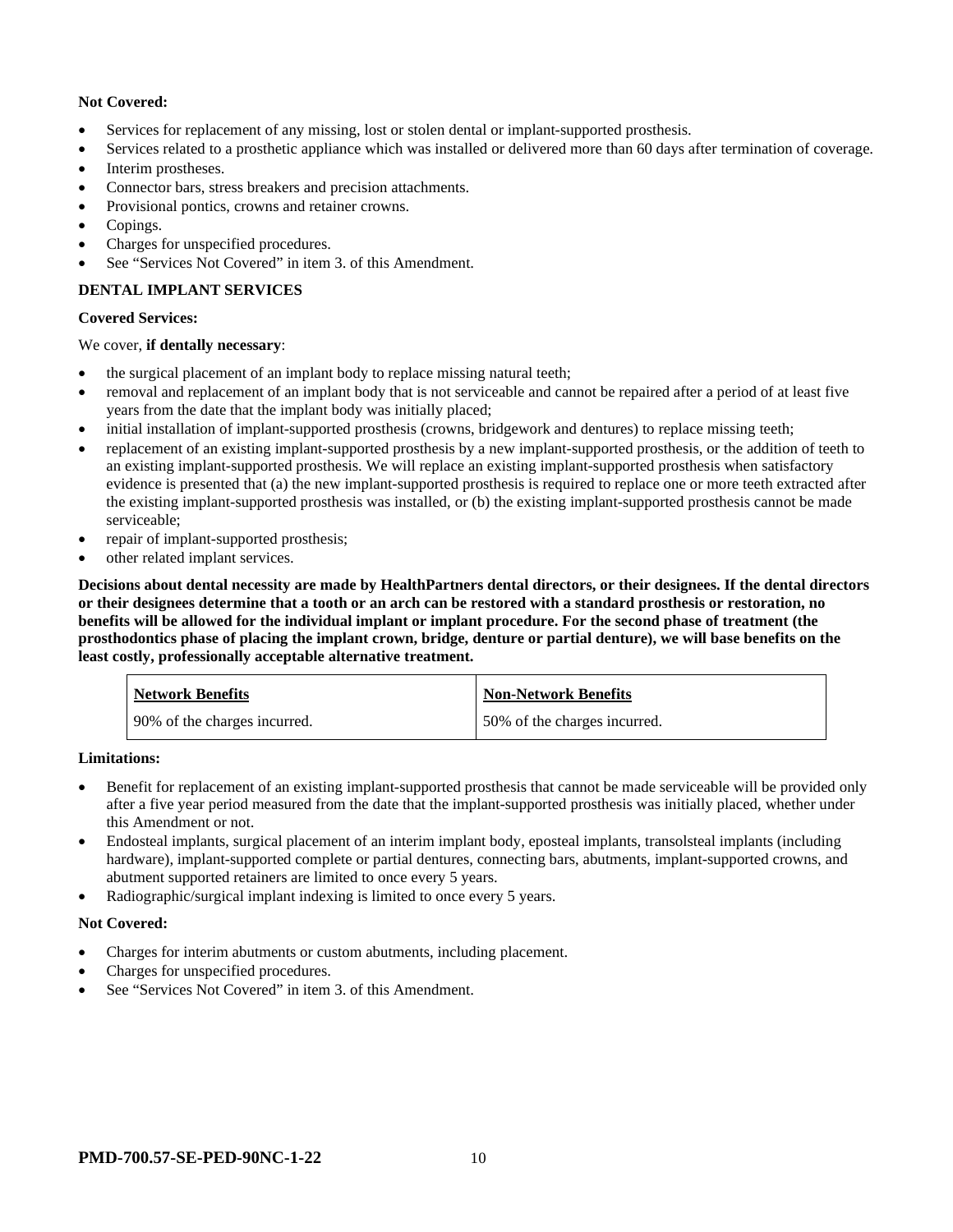**Not Covered:**

- Services for replacement of any missing, lost or stolen dental or implant-supported prosthesis.
- Services related to a prosthetic appliance which was installed or delivered more than 60 days after termination of coverage.
- Interim prostheses.
- Connector bars, stress breakers and precision attachments.
- Provisional pontics, crowns and retainer crowns.
- Copings.
- Charges for unspecified procedures.
- See "Services Not Covered" in item 3. of this Amendment.

**DENTAL IMPLANT SERVICES**

**Covered Services:**

We cover, **if dentally necessary**:

- the surgical placement of an implant body to replace missing natural teeth;
- removal and replacement of an implant body that is not serviceable and cannot be repaired after a period of at least five years from the date that the implant body was initially placed;
- initial installation of implant-supported prosthesis (crowns, bridgework and dentures) to replace missing teeth;
- replacement of an existing implant-supported prosthesis by a new implant-supported prosthesis, or the addition of teeth to an existing implant-supported prosthesis. We will replace an existing implant-supported prosthesis when satisfactory evidence is presented that (a) the new implant-supported prosthesis is required to replace one or more teeth extracted after the existing implant-supported prosthesis was installed, or (b) the existing implant-supported prosthesis cannot be made serviceable;
- repair of implant-supported prosthesis;
- other related implant services.

**Decisions about dental necessity are made by HealthPartners dental directors, or their designees. If the dental directors or their designees determine that a tooth or an arch can be restored with a standard prosthesis or restoration, no benefits will be allowed for the individual implant or implant procedure. For the second phase of treatment (the prosthodontics phase of placing the implant crown, bridge, denture or partial denture), we will base benefits on the least costly, professionally acceptable alternative treatment.**

| Network Benefits | Non-Network Benefits |
|---|---|
| 90% of the charges incurred. | 50% of the charges incurred. |

**Limitations:**

- Benefit for replacement of an existing implant-supported prosthesis that cannot be made serviceable will be provided only after a five year period measured from the date that the implant-supported prosthesis was initially placed, whether under this Amendment or not.
- Endosteal implants, surgical placement of an interim implant body, eposteal implants, transolsteal implants (including hardware), implant-supported complete or partial dentures, connecting bars, abutments, implant-supported crowns, and abutment supported retainers are limited to once every 5 years.
- Radiographic/surgical implant indexing is limited to once every 5 years.

**Not Covered:**

- Charges for interim abutments or custom abutments, including placement.
- Charges for unspecified procedures.
- See "Services Not Covered" in item 3. of this Amendment.

**PMD-700.57-SE-PED-90NC-1-22**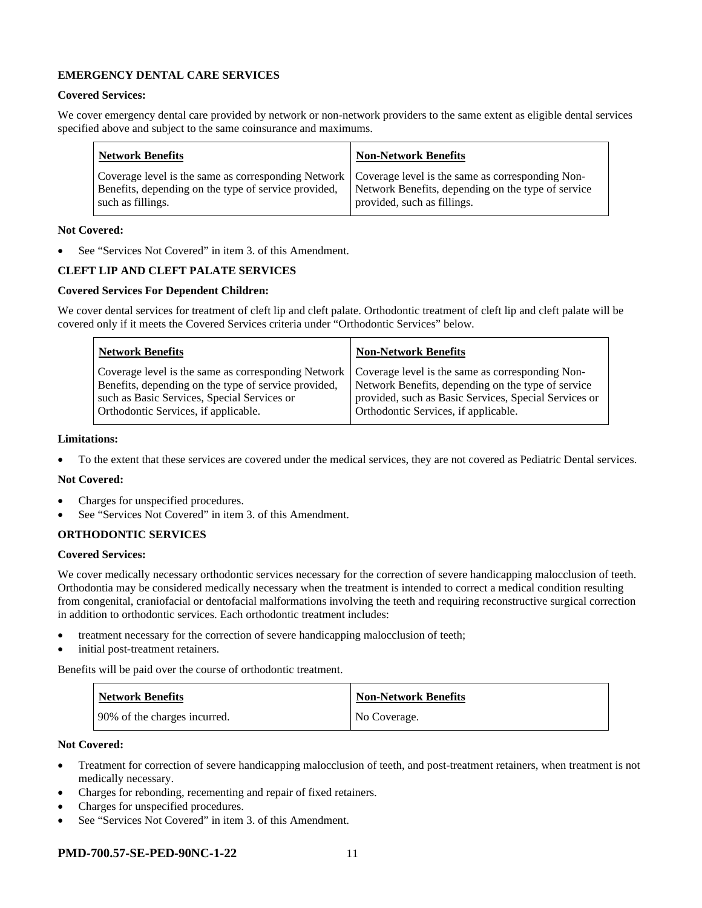**EMERGENCY DENTAL CARE SERVICES**

**Covered Services:**

We cover emergency dental care provided by network or non-network providers to the same extent as eligible dental services specified above and subject to the same coinsurance and maximums.

| Network Benefits | Non-Network Benefits |
|---|---|
| Coverage level is the same as corresponding Network Benefits, depending on the type of service provided, such as fillings. | Coverage level is the same as corresponding Non-Network Benefits, depending on the type of service provided, such as fillings. |

**Not Covered:**

- See "Services Not Covered" in item 3. of this Amendment.

**CLEFT LIP AND CLEFT PALATE SERVICES**

**Covered Services For Dependent Children:**

We cover dental services for treatment of cleft lip and cleft palate. Orthodontic treatment of cleft lip and cleft palate will be covered only if it meets the Covered Services criteria under "Orthodontic Services" below.

| Network Benefits | Non-Network Benefits |
|---|---|
| Coverage level is the same as corresponding Network Benefits, depending on the type of service provided, such as Basic Services, Special Services or Orthodontic Services, if applicable. | Coverage level is the same as corresponding Non-Network Benefits, depending on the type of service provided, such as Basic Services, Special Services or Orthodontic Services, if applicable. |

**Limitations:**

- To the extent that these services are covered under the medical services, they are not covered as Pediatric Dental services.

**Not Covered:**

- Charges for unspecified procedures.
- See "Services Not Covered" in item 3. of this Amendment.

**ORTHODONTIC SERVICES**

**Covered Services:**

We cover medically necessary orthodontic services necessary for the correction of severe handicapping malocclusion of teeth. Orthodontia may be considered medically necessary when the treatment is intended to correct a medical condition resulting from congenital, craniofacial or dentofacial malformations involving the teeth and requiring reconstructive surgical correction in addition to orthodontic services. Each orthodontic treatment includes:

- treatment necessary for the correction of severe handicapping malocclusion of teeth;
- initial post-treatment retainers.

Benefits will be paid over the course of orthodontic treatment.

| Network Benefits | Non-Network Benefits |
|---|---|
| 90% of the charges incurred. | No Coverage. |

**Not Covered:**

- Treatment for correction of severe handicapping malocclusion of teeth, and post-treatment retainers, when treatment is not medically necessary.
- Charges for rebonding, recementing and repair of fixed retainers.
- Charges for unspecified procedures.
- See "Services Not Covered" in item 3. of this Amendment.

**PMD-700.57-SE-PED-90NC-1-22**